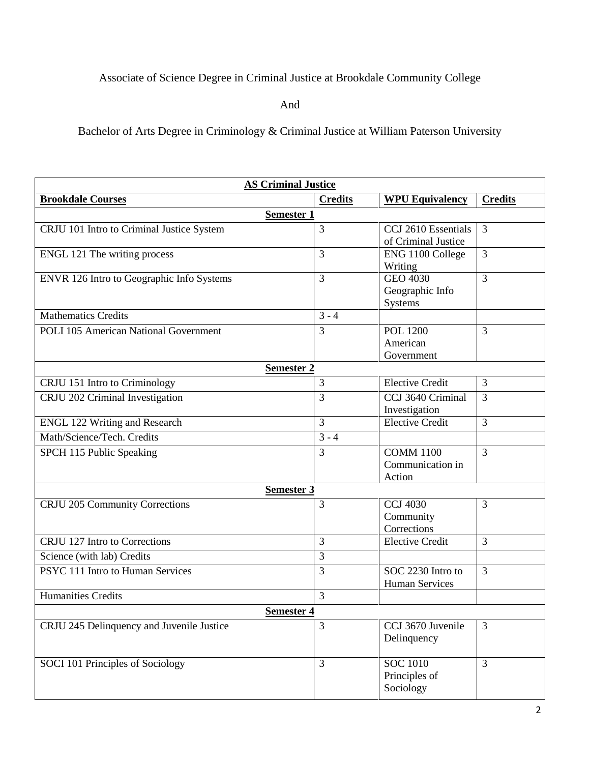Associate of Science Degree in Criminal Justice at Brookdale Community College

And

Bachelor of Arts Degree in Criminology & Criminal Justice at William Paterson University

| **AS Criminal Justice** | | | |
|---|---|---|---|
| **Brookdale Courses** | **Credits** | **WPU Equivalency** | **Credits** |
| **Semester 1** | | | |
| CRJU 101 Intro to Criminal Justice System | 3 | CCJ 2610 Essentials of Criminal Justice | 3 |
| ENGL 121 The writing process | 3 | ENG 1100 College Writing | 3 |
| ENVR 126 Intro to Geographic Info Systems | 3 | GEO 4030 Geographic Info Systems | 3 |
| Mathematics Credits | 3 - 4 | | |
| POLI 105 American National Government | 3 | POL 1200 American Government | 3 |
| **Semester 2** | | | |
| CRJU 151 Intro to Criminology | 3 | Elective Credit | 3 |
| CRJU 202 Criminal Investigation | 3 | CCJ 3640 Criminal Investigation | 3 |
| ENGL 122 Writing and Research | 3 | Elective Credit | 3 |
| Math/Science/Tech. Credits | 3 - 4 | | |
| SPCH 115 Public Speaking | 3 | COMM 1100 Communication in Action | 3 |
| **Semester 3** | | | |
| CRJU 205 Community Corrections | 3 | CCJ 4030 Community Corrections | 3 |
| CRJU 127 Intro to Corrections | 3 | Elective Credit | 3 |
| Science (with lab) Credits | 3 | | |
| PSYC 111 Intro to Human Services | 3 | SOC 2230 Intro to Human Services | 3 |
| Humanities Credits | 3 | | |
| **Semester 4** | | | |
| CRJU 245 Delinquency and Juvenile Justice | 3 | CCJ 3670 Juvenile Delinquency | 3 |
| SOCI 101 Principles of Sociology | 3 | SOC 1010 Principles of Sociology | 3 |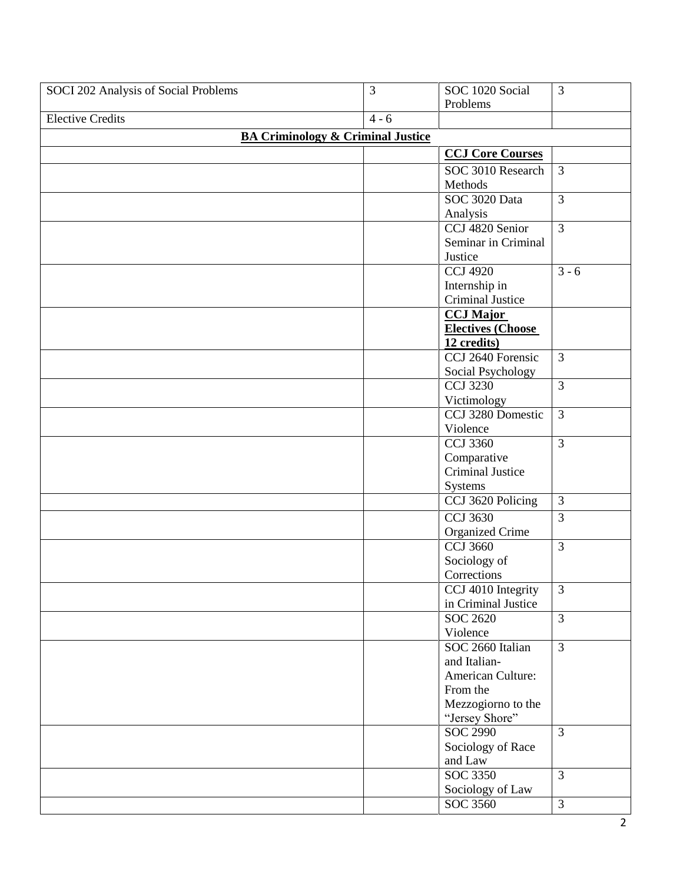| | | | |
|---|---|---|---|
| SOCI 202 Analysis of Social Problems | 3 | SOC 1020 Social Problems | 3 |
| Elective Credits | 4 - 6 | | |
| **BA Criminology & Criminal Justice** | | | |
| | | **CCJ Core Courses** | |
| | | SOC 3010 Research Methods | 3 |
| | | SOC 3020 Data Analysis | 3 |
| | | CCJ 4820 Senior Seminar in Criminal Justice | 3 |
| | | CCJ 4920 Internship in Criminal Justice | 3 - 6 |
| | | **CCJ Major Electives (Choose 12 credits)** | |
| | | CCJ 2640 Forensic Social Psychology | 3 |
| | | CCJ 3230 Victimology | 3 |
| | | CCJ 3280 Domestic Violence | 3 |
| | | CCJ 3360 Comparative Criminal Justice Systems | 3 |
| | | CCJ 3620 Policing | 3 |
| | | CCJ 3630 Organized Crime | 3 |
| | | CCJ 3660 Sociology of Corrections | 3 |
| | | CCJ 4010 Integrity in Criminal Justice | 3 |
| | | SOC 2620 Violence | 3 |
| | | SOC 2660 Italian and Italian-American Culture: From the Mezzogiorno to the "Jersey Shore" | 3 |
| | | SOC 2990 Sociology of Race and Law | 3 |
| | | SOC 3350 Sociology of Law | 3 |
| | | SOC 3560 | 3 |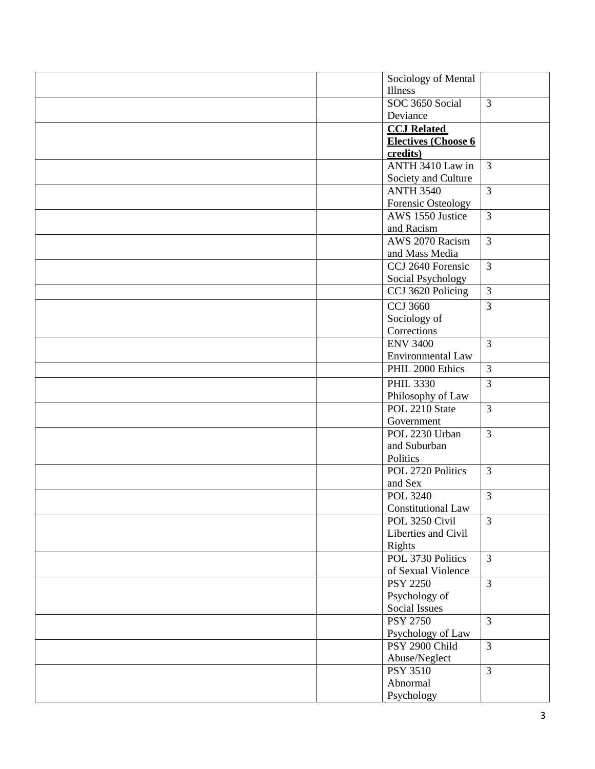| | | | |
|---|---|---|---|
| | | Sociology of Mental Illness | |
| | | SOC 3650 Social Deviance | 3 |
| | | **CCJ Related Electives (Choose 6 credits)** | |
| | | ANTH 3410 Law in Society and Culture | 3 |
| | | ANTH 3540 Forensic Osteology | 3 |
| | | AWS 1550 Justice and Racism | 3 |
| | | AWS 2070 Racism and Mass Media | 3 |
| | | CCJ 2640 Forensic Social Psychology | 3 |
| | | CCJ 3620 Policing | 3 |
| | | CCJ 3660 Sociology of Corrections | 3 |
| | | ENV 3400 Environmental Law | 3 |
| | | PHIL 2000 Ethics | 3 |
| | | PHIL 3330 Philosophy of Law | 3 |
| | | POL 2210 State Government | 3 |
| | | POL 2230 Urban and Suburban Politics | 3 |
| | | POL 2720 Politics and Sex | 3 |
| | | POL 3240 Constitutional Law | 3 |
| | | POL 3250 Civil Liberties and Civil Rights | 3 |
| | | POL 3730 Politics of Sexual Violence | 3 |
| | | PSY 2250 Psychology of Social Issues | 3 |
| | | PSY 2750 Psychology of Law | 3 |
| | | PSY 2900 Child Abuse/Neglect | 3 |
| | | PSY 3510 Abnormal Psychology | 3 |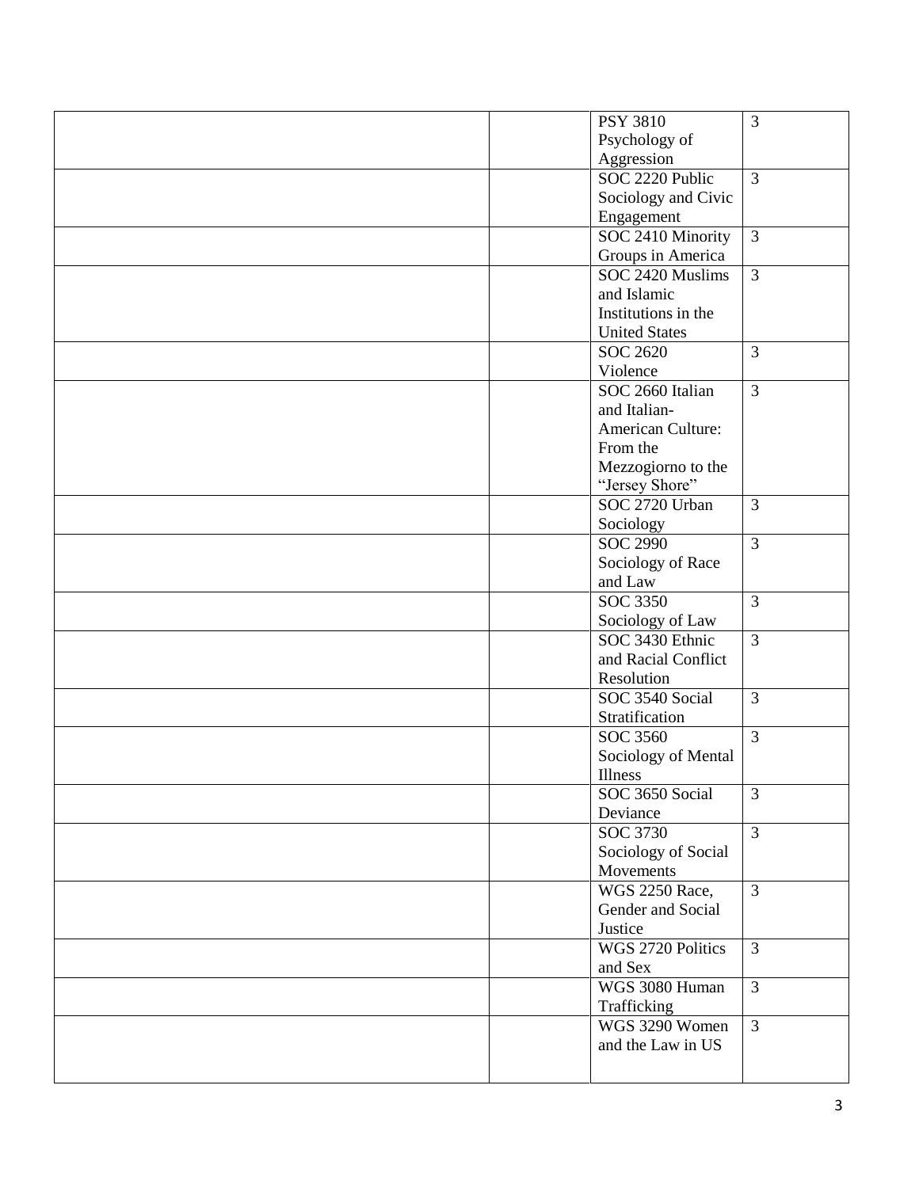| | | | |
|---|---|---|---|
| | | PSY 3810 Psychology of Aggression | 3 |
| | | SOC 2220 Public Sociology and Civic Engagement | 3 |
| | | SOC 2410 Minority Groups in America | 3 |
| | | SOC 2420 Muslims and Islamic Institutions in the United States | 3 |
| | | SOC 2620 Violence | 3 |
| | | SOC 2660 Italian and Italian-American Culture: From the Mezzogiorno to the "Jersey Shore" | 3 |
| | | SOC 2720 Urban Sociology | 3 |
| | | SOC 2990 Sociology of Race and Law | 3 |
| | | SOC 3350 Sociology of Law | 3 |
| | | SOC 3430 Ethnic and Racial Conflict Resolution | 3 |
| | | SOC 3540 Social Stratification | 3 |
| | | SOC 3560 Sociology of Mental Illness | 3 |
| | | SOC 3650 Social Deviance | 3 |
| | | SOC 3730 Sociology of Social Movements | 3 |
| | | WGS 2250 Race, Gender and Social Justice | 3 |
| | | WGS 2720 Politics and Sex | 3 |
| | | WGS 3080 Human Trafficking | 3 |
| | | WGS 3290 Women and the Law in US | 3 |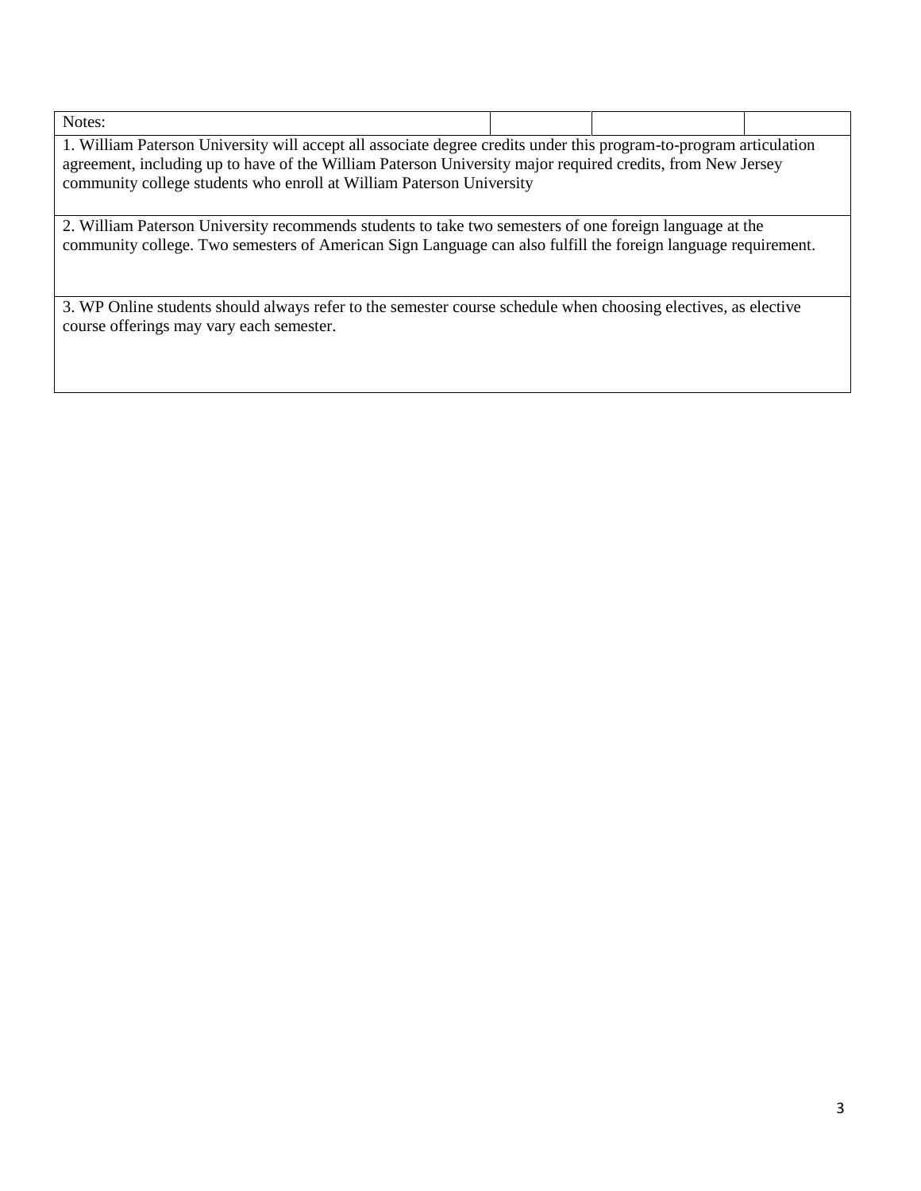| Notes: | | | |
|---|---|---|---|
| 1. William Paterson University will accept all associate degree credits under this program-to-program articulation agreement, including up to have of the William Paterson University major required credits, from New Jersey community college students who enroll at William Paterson University | | | |
| 2. William Paterson University recommends students to take two semesters of one foreign language at the community college. Two semesters of American Sign Language can also fulfill the foreign language requirement. | | | |
| 3. WP Online students should always refer to the semester course schedule when choosing electives, as elective course offerings may vary each semester. | | | |